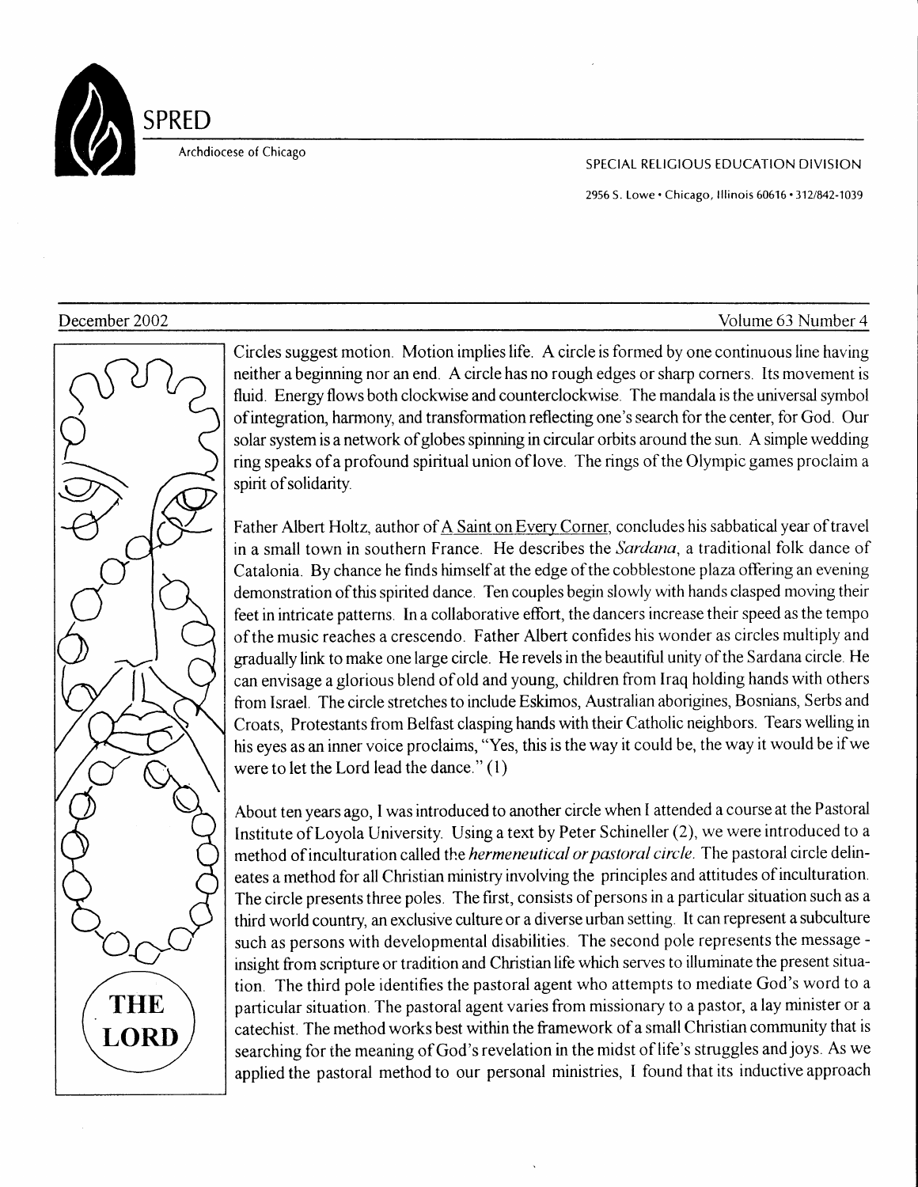# SPRED

Archdiocese of Chicago

SPECIAL RELIGIOUS EDUCATION DIVISION

2956 S. Lowe • Chicago, Illinois 60616 • 312/842-1039

December 2002 Volume 63 Number 4

THE LORD

Circles suggest motion. Motion implies life. A circle is formed by one continuous line having neither a beginning nor an end. A circle has no rough edges or sharp corners. Its movement is fluid. Energy flows both clockwise and counterclockwise. The mandala is the universal symbol of integration, harmony, and transformation reflecting one's search for the center, for God. Our solar system is a network of globes spinning in circular orbits around the sun. A simple wedding ring speaks of a profound spiritual union of love. The rings of the Olympic games proclaim a spirit of solidarity.

Father Albert Holtz, author of A Saint on Every Corner, concludes his sabbatical year of travel in a small town in southern France. He describes the *Sardana*, a traditional folk dance of Catalonia. By chance he finds himself at the edge of the cobblestone plaza offering an evening demonstration of this spirited dance. Ten couples begin slowly with hands clasped moving their feet in intricate patterns. In a collaborative effort, the dancers increase their speed as the tempo of the music reaches a crescendo. Father Albert confides his wonder as circles multiply and gradually link to make one large circle. He revels in the beautiful unity of the Sardana circle. He can envisage a glorious blend of old and young, children from Iraq holding hands with others from Israel. The circle stretches to include Eskimos, Australian aborigines, Bosnians, Serbs and Croats, Protestants from Belfast clasping hands with their Catholic neighbors. Tears welling in his eyes as an inner voice proclaims, "Yes, this is the way it could be, the way it would be if we were to let the Lord lead the dance." (1)

About ten years ago, I was introduced to another circle when I attended a course at the Pastoral Institute of Loyola University. Using a text by Peter Schineller (2), we were introduced to a method of inculturation called the *hermeneutical or pastoral circle*. The pastoral circle delineates a method for all Christian ministry involving the principles and attitudes of inculturation. The circle presents three poles. The first, consists of persons in a particular situation such as a third world country, an exclusive culture or a diverse urban setting. It can represent a subculture such as persons with developmental disabilities. The second pole represents the message - insight from scripture or tradition and Christian life which serves to illuminate the present situation. The third pole identifies the pastoral agent who attempts to mediate God's word to a particular situation. The pastoral agent varies from missionary to a pastor, a lay minister or a catechist. The method works best within the framework of a small Christian community that is searching for the meaning of God's revelation in the midst of life's struggles and joys. As we applied the pastoral method to our personal ministries, I found that its inductive approach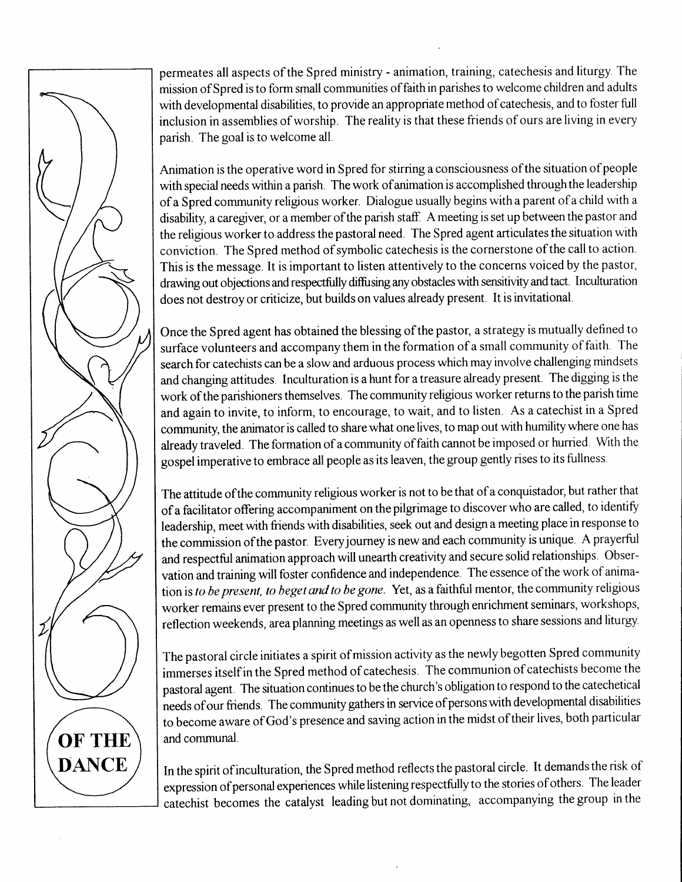permeates all aspects of the Spred ministry - animation, training, catechesis and liturgy. The mission of Spred is to form small communities of faith in parishes to welcome children and adults with developmental disabilities, to provide an appropriate method of catechesis, and to foster full inclusion in assemblies of worship. The reality is that these friends of ours are living in every parish. The goal is to welcome all.

Animation is the operative word in Spred for stirring a consciousness of the situation of people with special needs within a parish. The work of animation is accomplished through the leadership of a Spred community religious worker. Dialogue usually begins with a parent of a child with a disability, a caregiver, or a member of the parish staff. A meeting is set up between the pastor and the religious worker to address the pastoral need. The Spred agent articulates the situation with conviction. The Spred method of symbolic catechesis is the cornerstone of the call to action. This is the message. It is important to listen attentively to the concerns voiced by the pastor, drawing out objections and respectfully diffusing any obstacles with sensitivity and tact. Inculturation does not destroy or criticize, but builds on values already present. It is invitational.

Once the Spred agent has obtained the blessing of the pastor, a strategy is mutually defined to surface volunteers and accompany them in the formation of a small community of faith. The search for catechists can be a slow and arduous process which may involve challenging mindsets and changing attitudes. Inculturation is a hunt for a treasure already present. The digging is the work of the parishioners themselves. The community religious worker returns to the parish time and again to invite, to inform, to encourage, to wait, and to listen. As a catechist in a Spred community, the animator is called to share what one lives, to map out with humility where one has already traveled. The formation of a community of faith cannot be imposed or hurried. With the gospel imperative to embrace all people as its leaven, the group gently rises to its fullness.

The attitude of the community religious worker is not to be that of a conquistador, but rather that of a facilitator offering accompaniment on the pilgrimage to discover who are called, to identify leadership, meet with friends with disabilities, seek out and design a meeting place in response to the commission of the pastor. Every journey is new and each community is unique. A prayerful and respectful animation approach will unearth creativity and secure solid relationships. Observation and training will foster confidence and independence. The essence of the work of animation is *to be present, to beget and to be gone*. Yet, as a faithful mentor, the community religious worker remains ever present to the Spred community through enrichment seminars, workshops, reflection weekends, area planning meetings as well as an openness to share sessions and liturgy.

The pastoral circle initiates a spirit of mission activity as the newly begotten Spred community immerses itself in the Spred method of catechesis. The communion of catechists become the pastoral agent. The situation continues to be the church's obligation to respond to the catechetical needs of our friends. The community gathers in service of persons with developmental disabilities to become aware of God's presence and saving action in the midst of their lives, both particular and communal.

**OF THE DANCE**

In the spirit of inculturation, the Spred method reflects the pastoral circle. It demands the risk of expression of personal experiences while listening respectfully to the stories of others. The leader catechist becomes the catalyst leading but not dominating, accompanying the group in the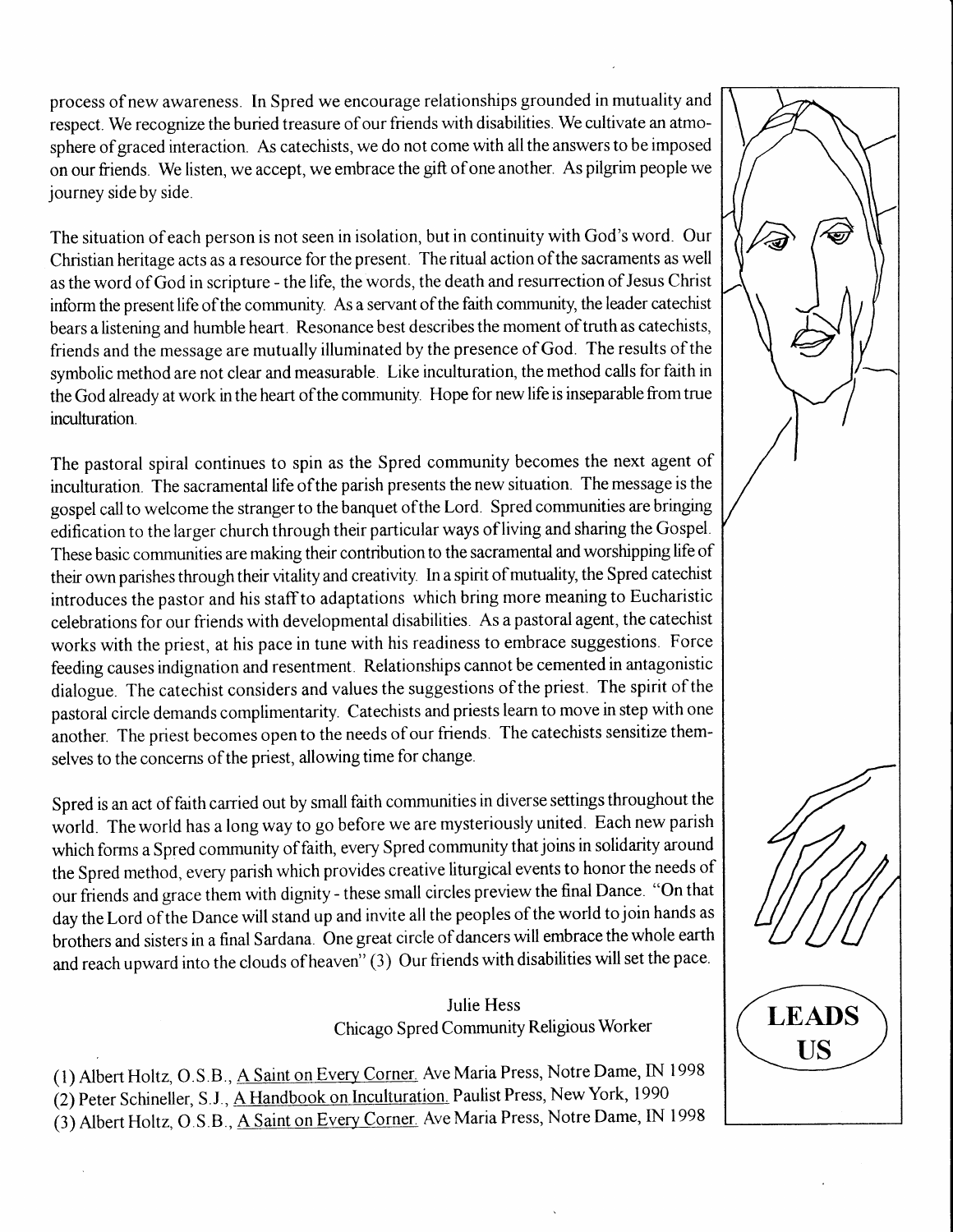process of new awareness. In Spred we encourage relationships grounded in mutuality and respect. We recognize the buried treasure of our friends with disabilities. We cultivate an atmosphere of graced interaction. As catechists, we do not come with all the answers to be imposed on our friends. We listen, we accept, we embrace the gift of one another. As pilgrim people we journey side by side.

The situation of each person is not seen in isolation, but in continuity with God's word. Our Christian heritage acts as a resource for the present. The ritual action of the sacraments as well as the word of God in scripture - the life, the words, the death and resurrection of Jesus Christ inform the present life of the community. As a servant of the faith community, the leader catechist bears a listening and humble heart. Resonance best describes the moment of truth as catechists, friends and the message are mutually illuminated by the presence of God. The results of the symbolic method are not clear and measurable. Like inculturation, the method calls for faith in the God already at work in the heart of the community. Hope for new life is inseparable from true inculturation.

The pastoral spiral continues to spin as the Spred community becomes the next agent of inculturation. The sacramental life of the parish presents the new situation. The message is the gospel call to welcome the stranger to the banquet of the Lord. Spred communities are bringing edification to the larger church through their particular ways of living and sharing the Gospel. These basic communities are making their contribution to the sacramental and worshipping life of their own parishes through their vitality and creativity. In a spirit of mutuality, the Spred catechist introduces the pastor and his staff to adaptations which bring more meaning to Eucharistic celebrations for our friends with developmental disabilities. As a pastoral agent, the catechist works with the priest, at his pace in tune with his readiness to embrace suggestions. Force feeding causes indignation and resentment. Relationships cannot be cemented in antagonistic dialogue. The catechist considers and values the suggestions of the priest. The spirit of the pastoral circle demands complimentarity. Catechists and priests learn to move in step with one another. The priest becomes open to the needs of our friends. The catechists sensitize themselves to the concerns of the priest, allowing time for change.

Spred is an act of faith carried out by small faith communities in diverse settings throughout the world. The world has a long way to go before we are mysteriously united. Each new parish which forms a Spred community of faith, every Spred community that joins in solidarity around the Spred method, every parish which provides creative liturgical events to honor the needs of our friends and grace them with dignity - these small circles preview the final Dance. "On that day the Lord of the Dance will stand up and invite all the peoples of the world to join hands as brothers and sisters in a final Sardana. One great circle of dancers will embrace the whole earth and reach upward into the clouds of heaven" (3) Our friends with disabilities will set the pace.

Julie Hess
Chicago Spred Community Religious Worker

(1) Albert Holtz, O.S.B., A Saint on Every Corner. Ave Maria Press, Notre Dame, IN 1998
(2) Peter Schineller, S.J., A Handbook on Inculturation. Paulist Press, New York, 1990
(3) Albert Holtz, O.S.B., A Saint on Every Corner. Ave Maria Press, Notre Dame, IN 1998

LEADS US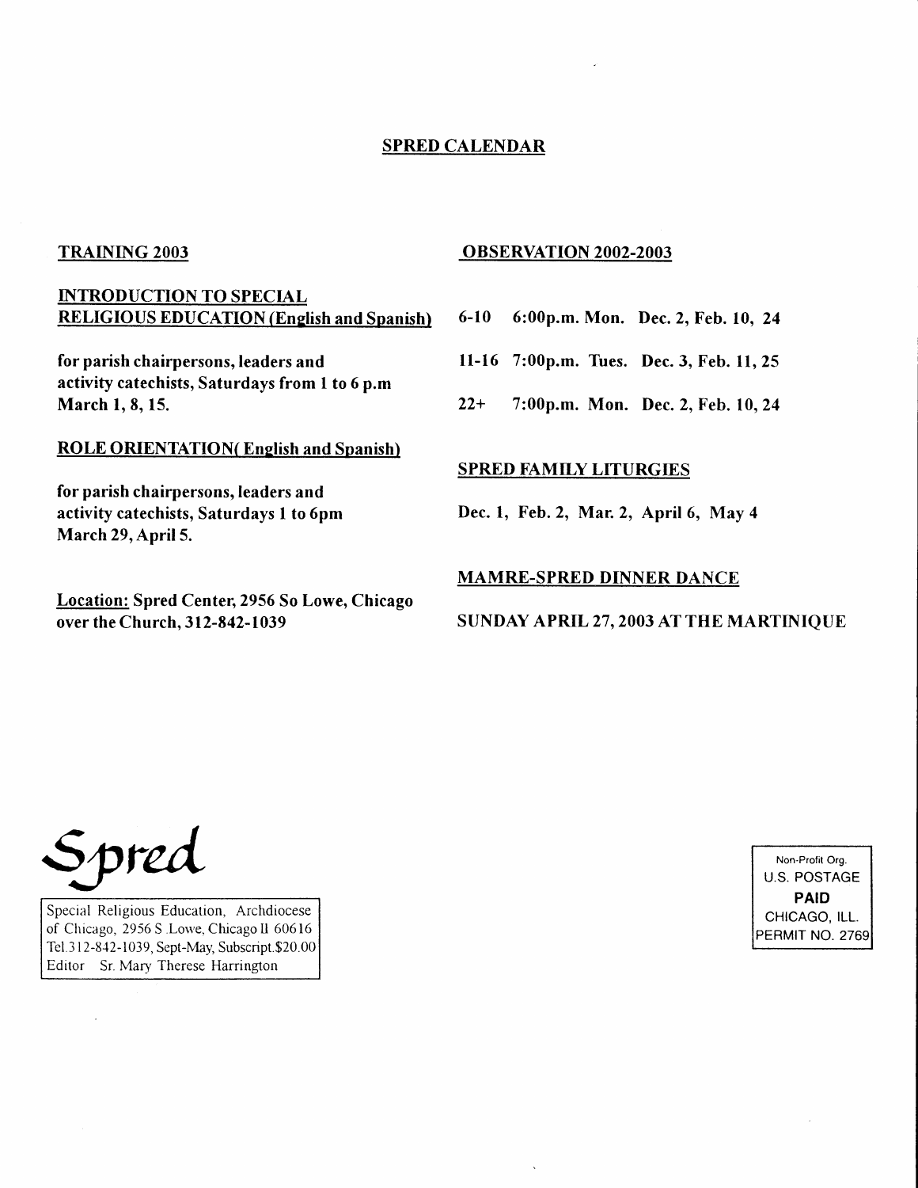## SPRED CALENDAR

### TRAINING 2003

#### INTRODUCTION TO SPECIAL RELIGIOUS EDUCATION (English and Spanish)

**for parish chairpersons, leaders and activity catechists, Saturdays from 1 to 6 p.m March 1, 8, 15.**

#### ROLE ORIENTATION( English and Spanish)

**for parish chairpersons, leaders and activity catechists, Saturdays 1 to 6pm March 29, April 5.**

**Location: Spred Center, 2956 So Lowe, Chicago over the Church, 312-842-1039**

### OBSERVATION 2002-2003

**6-10 6:00p.m. Mon. Dec. 2, Feb. 10, 24**

**11-16 7:00p.m. Tues. Dec. 3, Feb. 11, 25**

**22+ 7:00p.m. Mon. Dec. 2, Feb. 10, 24**

### SPRED FAMILY LITURGIES

**Dec. 1, Feb. 2, Mar. 2, April 6, May 4**

### MAMRE-SPRED DINNER DANCE

**SUNDAY APRIL 27, 2003 AT THE MARTINIQUE**

*Spred*

Special Religious Education, Archdiocese of Chicago, 2956 S .Lowe, Chicago Il 60616
Tel.312-842-1039, Sept-May, Subscript.$20.00
Editor Sr. Mary Therese Harrington

Non-Profit Org.
U.S. POSTAGE
**PAID**
CHICAGO, ILL.
PERMIT NO. 2769